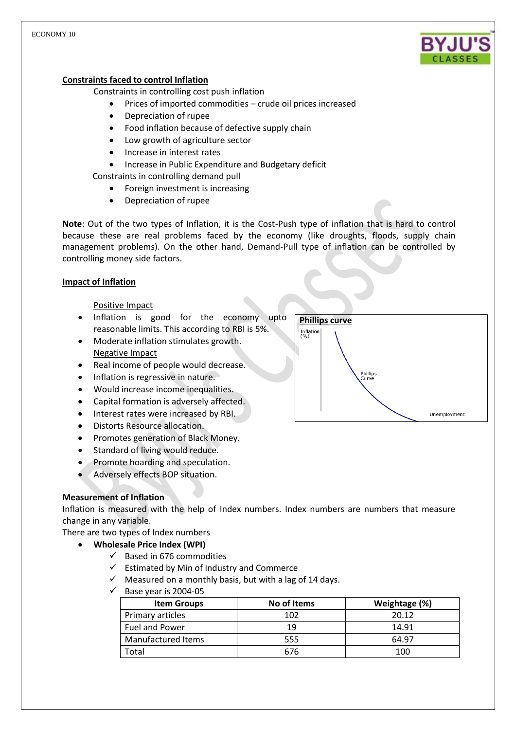## Constraints faced to control Inflation

Constraints in controlling cost push inflation

- Prices of imported commodities – crude oil prices increased
- Depreciation of rupee
- Food inflation because of defective supply chain
- Low growth of agriculture sector
- Increase in interest rates
- Increase in Public Expenditure and Budgetary deficit

Constraints in controlling demand pull

- Foreign investment is increasing
- Depreciation of rupee

**Note**: Out of the two types of Inflation, it is the Cost-Push type of inflation that is hard to control because these are real problems faced by the economy (like droughts, floods, supply chain management problems). On the other hand, Demand-Pull type of inflation can be controlled by controlling money side factors.

## Impact of Inflation

Positive Impact

- Inflation is good for the economy upto reasonable limits. This according to RBI is 5%.
- Moderate inflation stimulates growth.

Negative Impact

- Real income of people would decrease.
- Inflation is regressive in nature.
- Would increase income inequalities.
- Capital formation is adversely affected.
- Interest rates were increased by RBI.
- Distorts Resource allocation.
- Promotes generation of Black Money.
- Standard of living would reduce.
- Promote hoarding and speculation.
- Adversely effects BOP situation.

**Phillips curve**

## Measurement of Inflation

Inflation is measured with the help of Index numbers. Index numbers are numbers that measure change in any variable.

There are two types of Index numbers

- **Wholesale Price Index (WPI)**
  - ✓ Based in 676 commodities
  - ✓ Estimated by Min of Industry and Commerce
  - ✓ Measured on a monthly basis, but with a lag of 14 days.
  - ✓ Base year is 2004-05

| Item Groups | No of Items | Weightage (%) |
|---|---|---|
| Primary articles | 102 | 20.12 |
| Fuel and Power | 19 | 14.91 |
| Manufactured Items | 555 | 64.97 |
| Total | 676 | 100 |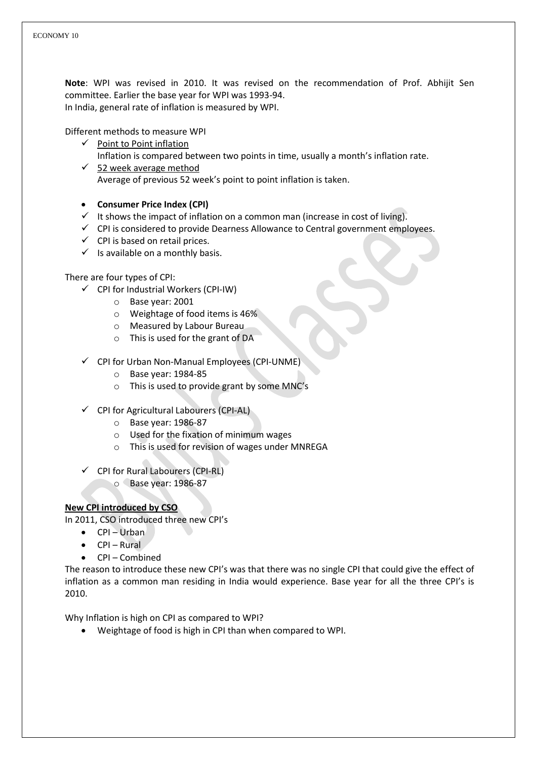**Note**: WPI was revised in 2010. It was revised on the recommendation of Prof. Abhijit Sen committee. Earlier the base year for WPI was 1993-94.
In India, general rate of inflation is measured by WPI.

Different methods to measure WPI

- ✓ Point to Point inflation
  Inflation is compared between two points in time, usually a month's inflation rate.
- ✓ 52 week average method
  Average of previous 52 week's point to point inflation is taken.

- **Consumer Price Index (CPI)**
- ✓ It shows the impact of inflation on a common man (increase in cost of living).
- ✓ CPI is considered to provide Dearness Allowance to Central government employees.
- ✓ CPI is based on retail prices.
- ✓ Is available on a monthly basis.

There are four types of CPI:

- ✓ CPI for Industrial Workers (CPI-IW)
  - Base year: 2001
  - Weightage of food items is 46%
  - Measured by Labour Bureau
  - This is used for the grant of DA

- ✓ CPI for Urban Non-Manual Employees (CPI-UNME)
  - Base year: 1984-85
  - This is used to provide grant by some MNC's

- ✓ CPI for Agricultural Labourers (CPI-AL)
  - Base year: 1986-87
  - Used for the fixation of minimum wages
  - This is used for revision of wages under MNREGA

- ✓ CPI for Rural Labourers (CPI-RL)
  - Base year: 1986-87

**New CPI introduced by CSO**

In 2011, CSO introduced three new CPI's

- CPI – Urban
- CPI – Rural
- CPI – Combined

The reason to introduce these new CPI's was that there was no single CPI that could give the effect of inflation as a common man residing in India would experience. Base year for all the three CPI's is 2010.

Why Inflation is high on CPI as compared to WPI?

- Weightage of food is high in CPI than when compared to WPI.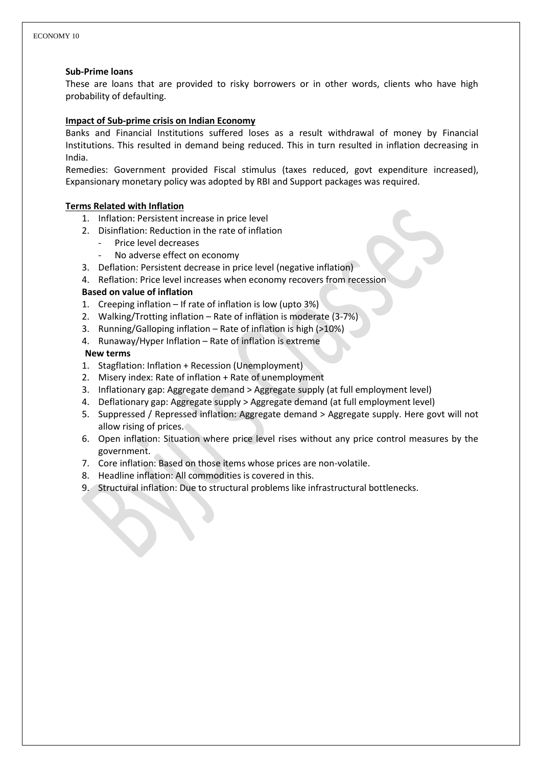**Sub-Prime loans**

These are loans that are provided to risky borrowers or in other words, clients who have high probability of defaulting.

**Impact of Sub-prime crisis on Indian Economy**

Banks and Financial Institutions suffered loses as a result withdrawal of money by Financial Institutions. This resulted in demand being reduced. This in turn resulted in inflation decreasing in India.

Remedies: Government provided Fiscal stimulus (taxes reduced, govt expenditure increased), Expansionary monetary policy was adopted by RBI and Support packages was required.

**Terms Related with Inflation**

1. Inflation: Persistent increase in price level
2. Disinflation: Reduction in the rate of inflation
   - Price level decreases
   - No adverse effect on economy
3. Deflation: Persistent decrease in price level (negative inflation)
4. Reflation: Price level increases when economy recovers from recession

**Based on value of inflation**

1. Creeping inflation – If rate of inflation is low (upto 3%)
2. Walking/Trotting inflation – Rate of inflation is moderate (3-7%)
3. Running/Galloping inflation – Rate of inflation is high (>10%)
4. Runaway/Hyper Inflation – Rate of inflation is extreme

**New terms**

1. Stagflation: Inflation + Recession (Unemployment)
2. Misery index: Rate of inflation + Rate of unemployment
3. Inflationary gap: Aggregate demand > Aggregate supply (at full employment level)
4. Deflationary gap: Aggregate supply > Aggregate demand (at full employment level)
5. Suppressed / Repressed inflation: Aggregate demand > Aggregate supply. Here govt will not allow rising of prices.
6. Open inflation: Situation where price level rises without any price control measures by the government.
7. Core inflation: Based on those items whose prices are non-volatile.
8. Headline inflation: All commodities is covered in this.
9. Structural inflation: Due to structural problems like infrastructural bottlenecks.